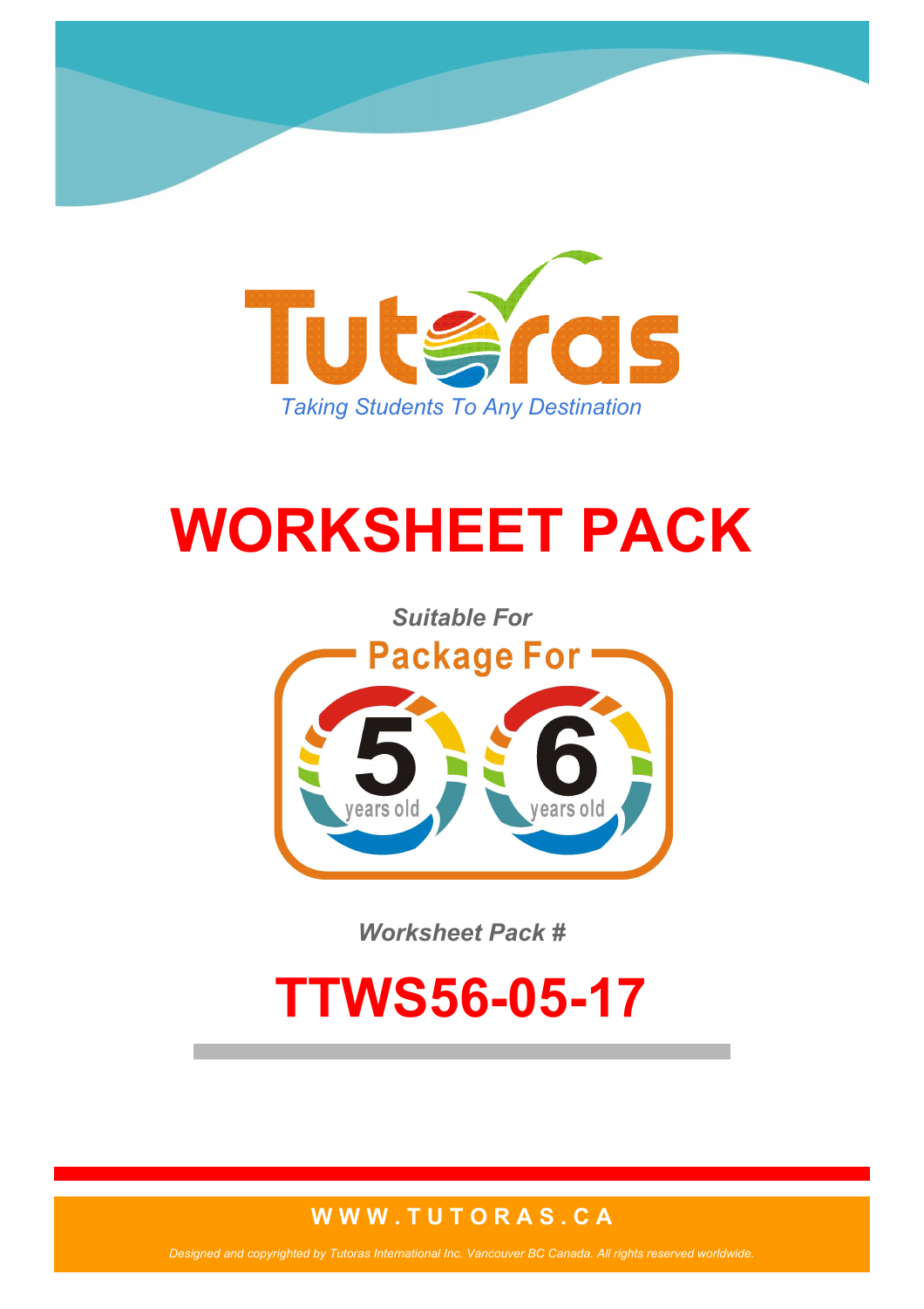Tutoras

*Taking Students To Any Destination*

# WORKSHEET PACK

***Suitable For***

Package For

5 years old

6 years old

***Worksheet Pack #***

# TTWS56-05-17

**W W W . T U T O R A S . C A**

*Designed and copyrighted by Tutoras International Inc. Vancouver BC Canada. All rights reserved worldwide.*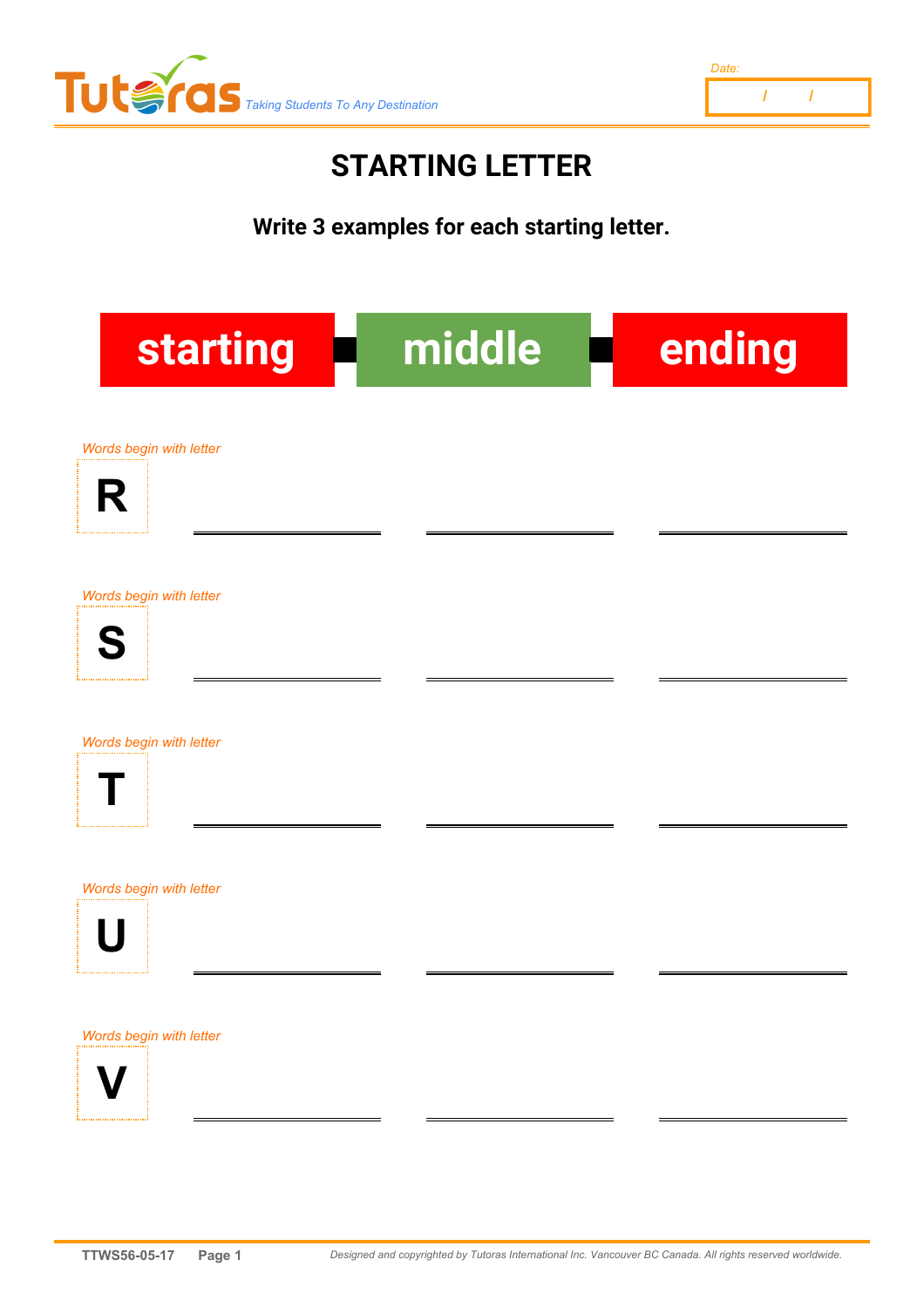Tutoras *Taking Students To Any Destination*

*Date:* / /

# STARTING LETTER

**Write 3 examples for each starting letter.**

**starting** **middle** **ending**

*Words begin with letter*

**R** ______________ ______________ ______________

*Words begin with letter*

**S** ______________ ______________ ______________

*Words begin with letter*

**T** ______________ ______________ ______________

*Words begin with letter*

**U** ______________ ______________ ______________

*Words begin with letter*

**V** ______________ ______________ ______________

**TTWS56-05-17**

*Designed and copyrighted by Tutoras International Inc. Vancouver BC Canada. All rights reserved worldwide.*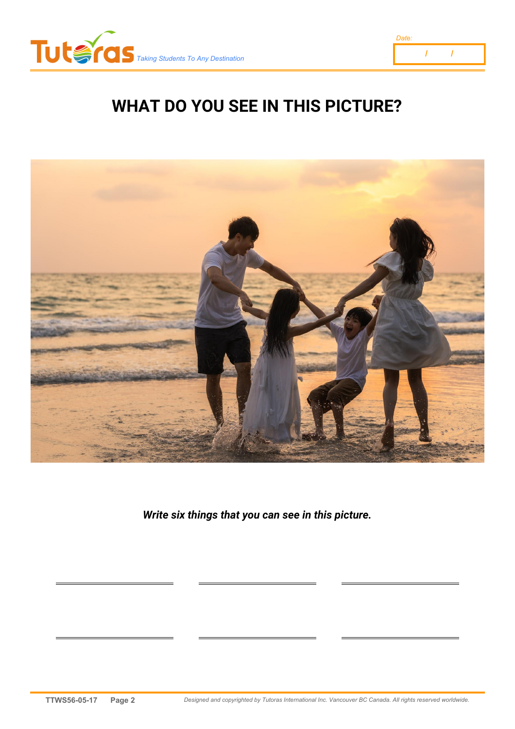# WHAT DO YOU SEE IN THIS PICTURE?

***Write six things that you can see in this picture.***

\_\_\_\_\_\_\_\_\_\_\_\_\_\_\_\_ \_\_\_\_\_\_\_\_\_\_\_\_\_\_\_\_ \_\_\_\_\_\_\_\_\_\_\_\_\_\_\_\_

\_\_\_\_\_\_\_\_\_\_\_\_\_\_\_\_ \_\_\_\_\_\_\_\_\_\_\_\_\_\_\_\_ \_\_\_\_\_\_\_\_\_\_\_\_\_\_\_\_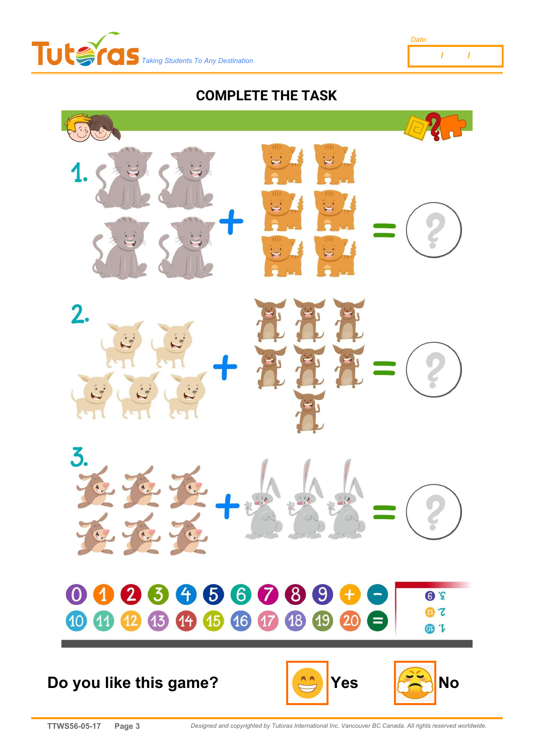# COMPLETE THE TASK

1. + = ?

2. + = ?

3. + = ?

0 1 2 3 4 5 6 7 8 9 + −

10 11 12 13 14 15 16 17 18 19 20 =

**Do you like this game?** Yes No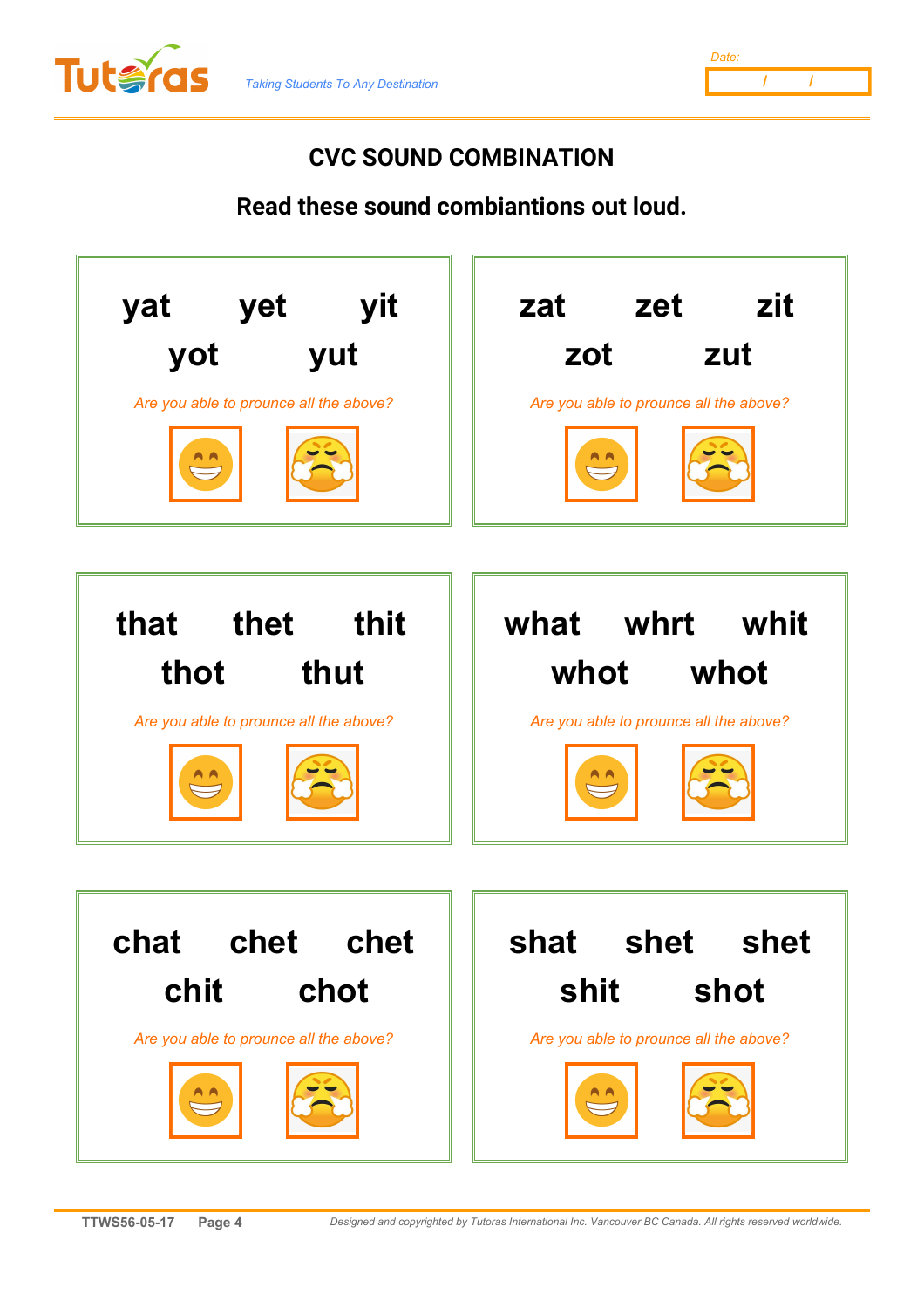## CVC SOUND COMBINATION

**Read these sound combiantions out loud.**

**yat yet yit**
**yot yut**

*Are you able to prounce all the above?*

**zat zet zit**
**zot zut**

*Are you able to prounce all the above?*

**that thet thit**
**thot thut**

*Are you able to prounce all the above?*

**what whrt whit**
**whot whot**

*Are you able to prounce all the above?*

**chat chet chet**
**chit chot**

*Are you able to prounce all the above?*

**shat shet shet**
**shit shot**

*Are you able to prounce all the above?*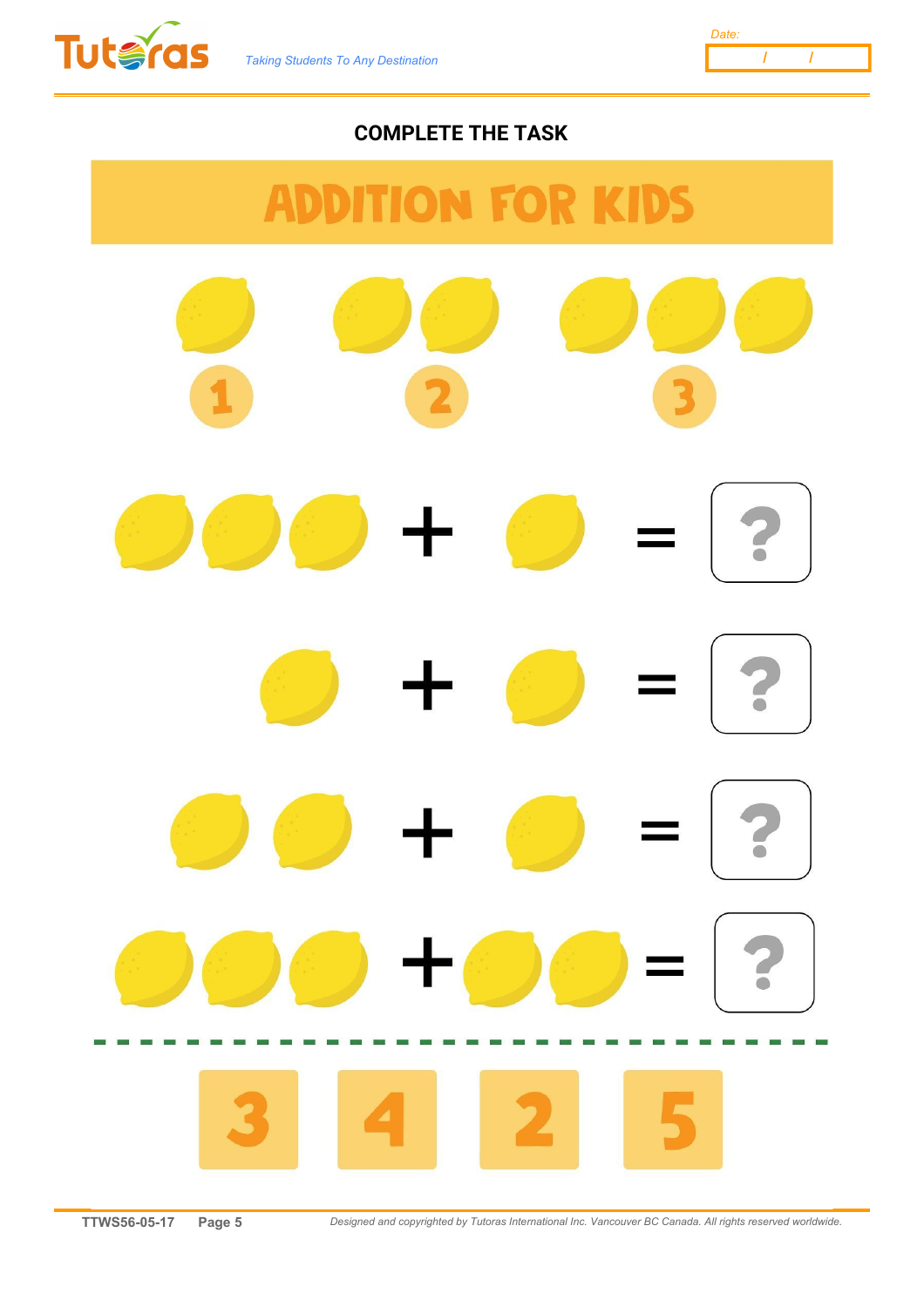**COMPLETE THE TASK**

# ADDITION FOR KIDS

1 2 3

+ =

+ =

+ =

+ =

3 4 2 5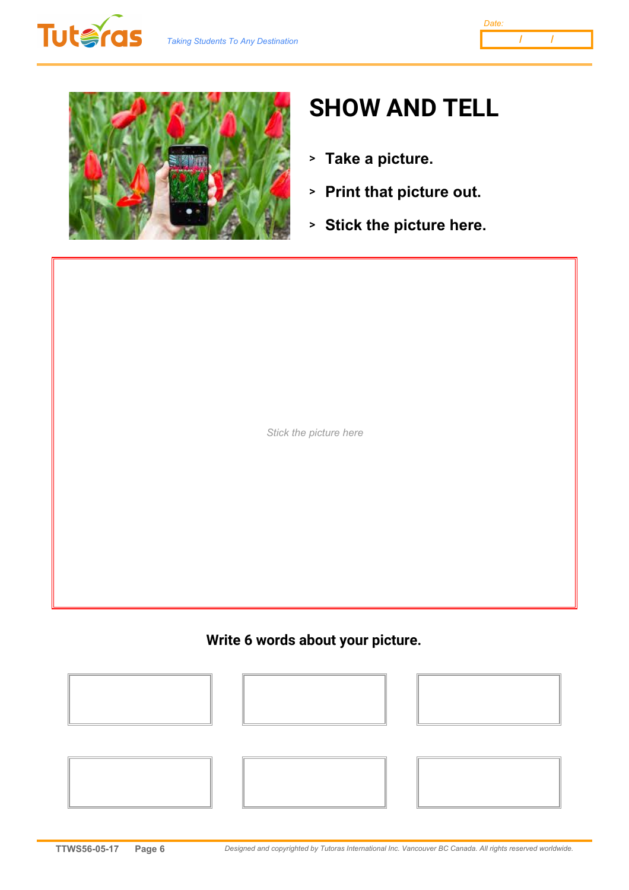Date: / /

# SHOW AND TELL

> Take a picture.
> Print that picture out.
> Stick the picture here.

Stick the picture here

**Write 6 words about your picture.**